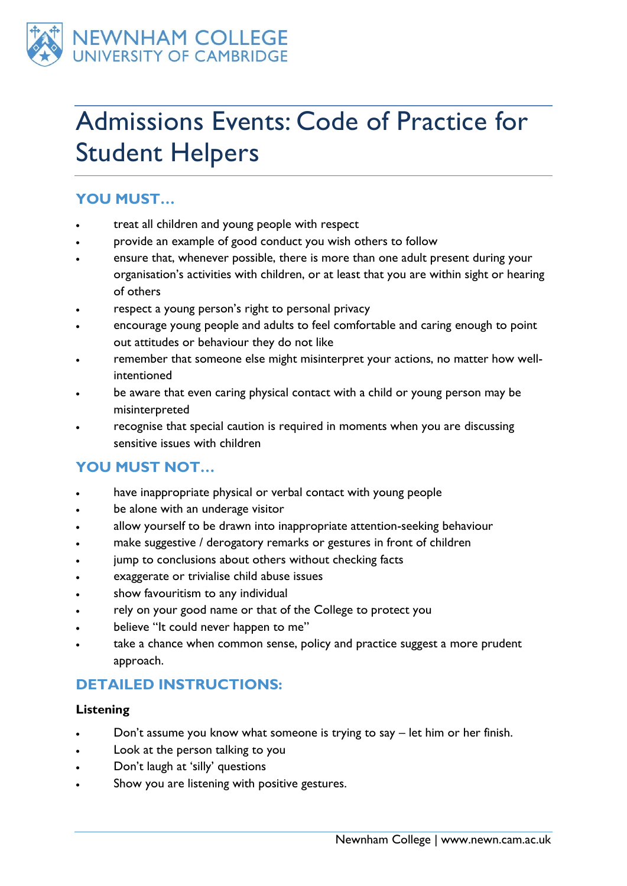NEWNHAM COLLEGE
UNIVERSITY OF CAMBRIDGE

# Admissions Events: Code of Practice for Student Helpers

## YOU MUST…

- treat all children and young people with respect
- provide an example of good conduct you wish others to follow
- ensure that, whenever possible, there is more than one adult present during your organisation's activities with children, or at least that you are within sight or hearing of others
- respect a young person's right to personal privacy
- encourage young people and adults to feel comfortable and caring enough to point out attitudes or behaviour they do not like
- remember that someone else might misinterpret your actions, no matter how well-intentioned
- be aware that even caring physical contact with a child or young person may be misinterpreted
- recognise that special caution is required in moments when you are discussing sensitive issues with children

## YOU MUST NOT…

- have inappropriate physical or verbal contact with young people
- be alone with an underage visitor
- allow yourself to be drawn into inappropriate attention-seeking behaviour
- make suggestive / derogatory remarks or gestures in front of children
- jump to conclusions about others without checking facts
- exaggerate or trivialise child abuse issues
- show favouritism to any individual
- rely on your good name or that of the College to protect you
- believe "It could never happen to me"
- take a chance when common sense, policy and practice suggest a more prudent approach.

## DETAILED INSTRUCTIONS:

**Listening**

- Don't assume you know what someone is trying to say – let him or her finish.
- Look at the person talking to you
- Don't laugh at 'silly' questions
- Show you are listening with positive gestures.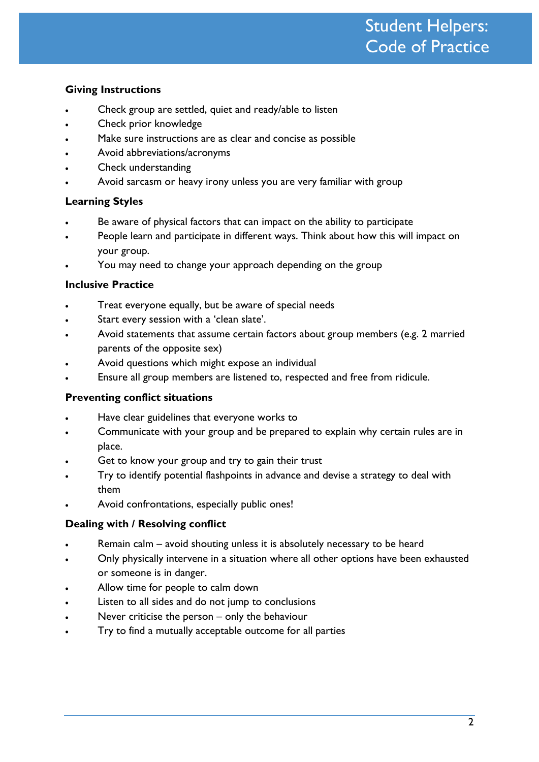## Giving Instructions

- Check group are settled, quiet and ready/able to listen
- Check prior knowledge
- Make sure instructions are as clear and concise as possible
- Avoid abbreviations/acronyms
- Check understanding
- Avoid sarcasm or heavy irony unless you are very familiar with group

## Learning Styles

- Be aware of physical factors that can impact on the ability to participate
- People learn and participate in different ways. Think about how this will impact on your group.
- You may need to change your approach depending on the group

## Inclusive Practice

- Treat everyone equally, but be aware of special needs
- Start every session with a 'clean slate'.
- Avoid statements that assume certain factors about group members (e.g. 2 married parents of the opposite sex)
- Avoid questions which might expose an individual
- Ensure all group members are listened to, respected and free from ridicule.

## Preventing conflict situations

- Have clear guidelines that everyone works to
- Communicate with your group and be prepared to explain why certain rules are in place.
- Get to know your group and try to gain their trust
- Try to identify potential flashpoints in advance and devise a strategy to deal with them
- Avoid confrontations, especially public ones!

## Dealing with / Resolving conflict

- Remain calm – avoid shouting unless it is absolutely necessary to be heard
- Only physically intervene in a situation where all other options have been exhausted or someone is in danger.
- Allow time for people to calm down
- Listen to all sides and do not jump to conclusions
- Never criticise the person – only the behaviour
- Try to find a mutually acceptable outcome for all parties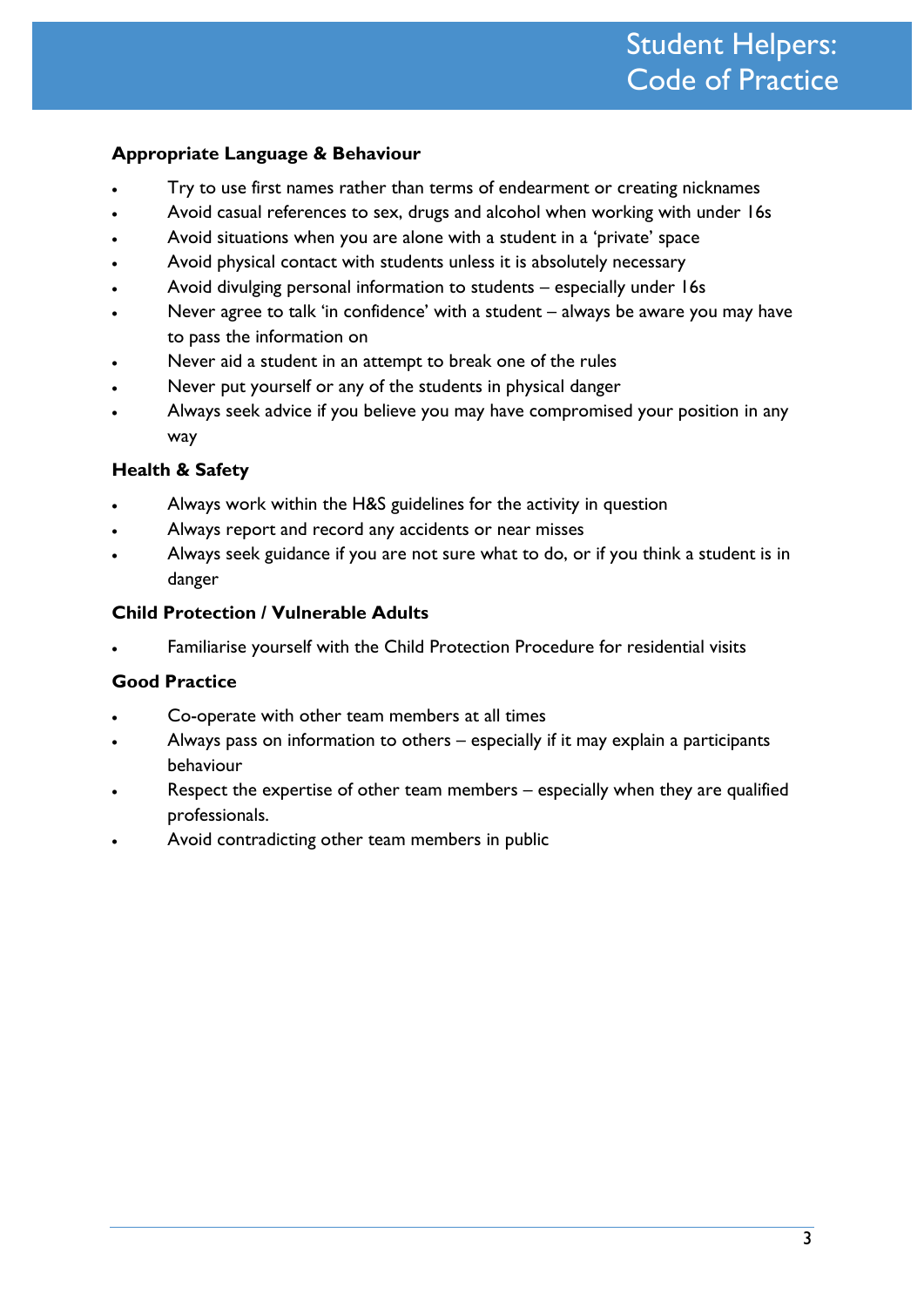# Student Helpers: Code of Practice

**Appropriate Language & Behaviour**

- Try to use first names rather than terms of endearment or creating nicknames
- Avoid casual references to sex, drugs and alcohol when working with under 16s
- Avoid situations when you are alone with a student in a 'private' space
- Avoid physical contact with students unless it is absolutely necessary
- Avoid divulging personal information to students – especially under 16s
- Never agree to talk 'in confidence' with a student – always be aware you may have to pass the information on
- Never aid a student in an attempt to break one of the rules
- Never put yourself or any of the students in physical danger
- Always seek advice if you believe you may have compromised your position in any way

**Health & Safety**

- Always work within the H&S guidelines for the activity in question
- Always report and record any accidents or near misses
- Always seek guidance if you are not sure what to do, or if you think a student is in danger

**Child Protection / Vulnerable Adults**

- Familiarise yourself with the Child Protection Procedure for residential visits

**Good Practice**

- Co-operate with other team members at all times
- Always pass on information to others – especially if it may explain a participants behaviour
- Respect the expertise of other team members – especially when they are qualified professionals.
- Avoid contradicting other team members in public